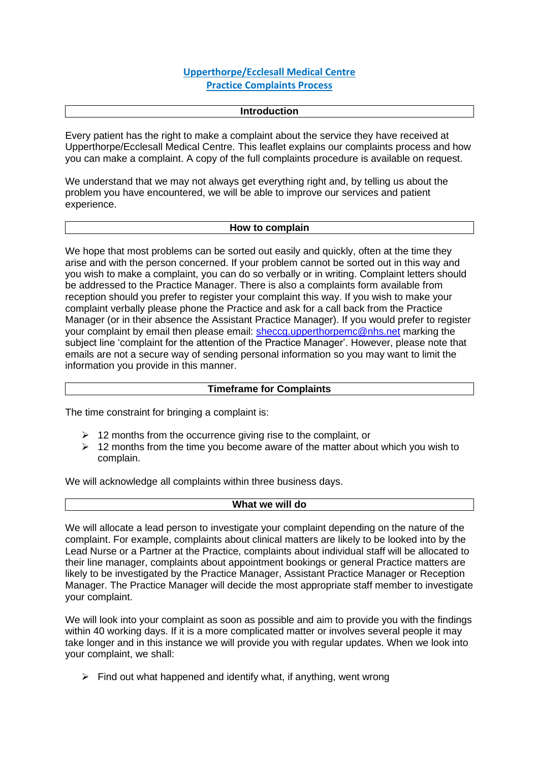# Upperthorpe/Ecclesall Medical Centre
# Practice Complaints Process

## Introduction

Every patient has the right to make a complaint about the service they have received at Upperthorpe/Ecclesall Medical Centre. This leaflet explains our complaints process and how you can make a complaint. A copy of the full complaints procedure is available on request.

We understand that we may not always get everything right and, by telling us about the problem you have encountered, we will be able to improve our services and patient experience.

## How to complain

We hope that most problems can be sorted out easily and quickly, often at the time they arise and with the person concerned. If your problem cannot be sorted out in this way and you wish to make a complaint, you can do so verbally or in writing. Complaint letters should be addressed to the Practice Manager. There is also a complaints form available from reception should you prefer to register your complaint this way. If you wish to make your complaint verbally please phone the Practice and ask for a call back from the Practice Manager (or in their absence the Assistant Practice Manager). If you would prefer to register your complaint by email then please email: sheccg.upperthorpemc@nhs.net marking the subject line 'complaint for the attention of the Practice Manager'. However, please note that emails are not a secure way of sending personal information so you may want to limit the information you provide in this manner.

## Timeframe for Complaints

The time constraint for bringing a complaint is:

- 12 months from the occurrence giving rise to the complaint, or
- 12 months from the time you become aware of the matter about which you wish to complain.

We will acknowledge all complaints within three business days.

## What we will do

We will allocate a lead person to investigate your complaint depending on the nature of the complaint. For example, complaints about clinical matters are likely to be looked into by the Lead Nurse or a Partner at the Practice, complaints about individual staff will be allocated to their line manager, complaints about appointment bookings or general Practice matters are likely to be investigated by the Practice Manager, Assistant Practice Manager or Reception Manager. The Practice Manager will decide the most appropriate staff member to investigate your complaint.

We will look into your complaint as soon as possible and aim to provide you with the findings within 40 working days. If it is a more complicated matter or involves several people it may take longer and in this instance we will provide you with regular updates. When we look into your complaint, we shall:

- Find out what happened and identify what, if anything, went wrong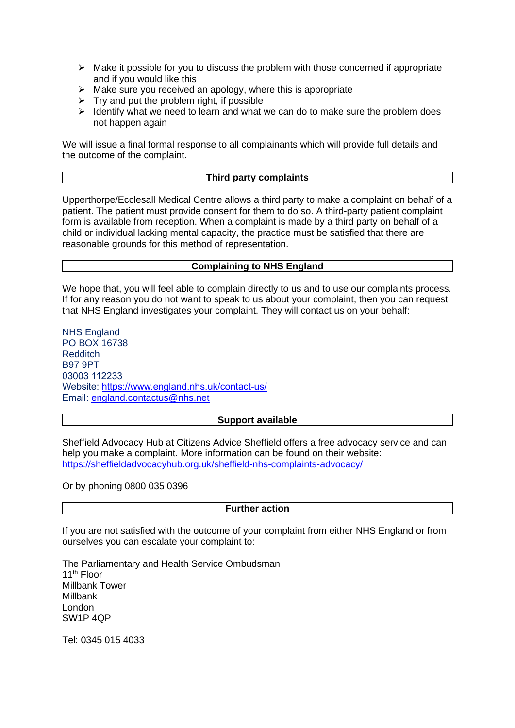- Make it possible for you to discuss the problem with those concerned if appropriate and if you would like this
- Make sure you received an apology, where this is appropriate
- Try and put the problem right, if possible
- Identify what we need to learn and what we can do to make sure the problem does not happen again

We will issue a final formal response to all complainants which will provide full details and the outcome of the complaint.

## Third party complaints

Upperthorpe/Ecclesall Medical Centre allows a third party to make a complaint on behalf of a patient. The patient must provide consent for them to do so. A third-party patient complaint form is available from reception. When a complaint is made by a third party on behalf of a child or individual lacking mental capacity, the practice must be satisfied that there are reasonable grounds for this method of representation.

## Complaining to NHS England

We hope that, you will feel able to complain directly to us and to use our complaints process. If for any reason you do not want to speak to us about your complaint, then you can request that NHS England investigates your complaint. They will contact us on your behalf:

NHS England  
PO BOX 16738  
Redditch  
B97 9PT  
03003 112233  
Website: https://www.england.nhs.uk/contact-us/  
Email: england.contactus@nhs.net

## Support available

Sheffield Advocacy Hub at Citizens Advice Sheffield offers a free advocacy service and can help you make a complaint. More information can be found on their website: https://sheffieldadvocacyhub.org.uk/sheffield-nhs-complaints-advocacy/

Or by phoning 0800 035 0396

## Further action

If you are not satisfied with the outcome of your complaint from either NHS England or from ourselves you can escalate your complaint to:

The Parliamentary and Health Service Ombudsman  
11th Floor  
Millbank Tower  
Millbank  
London  
SW1P 4QP

Tel: 0345 015 4033